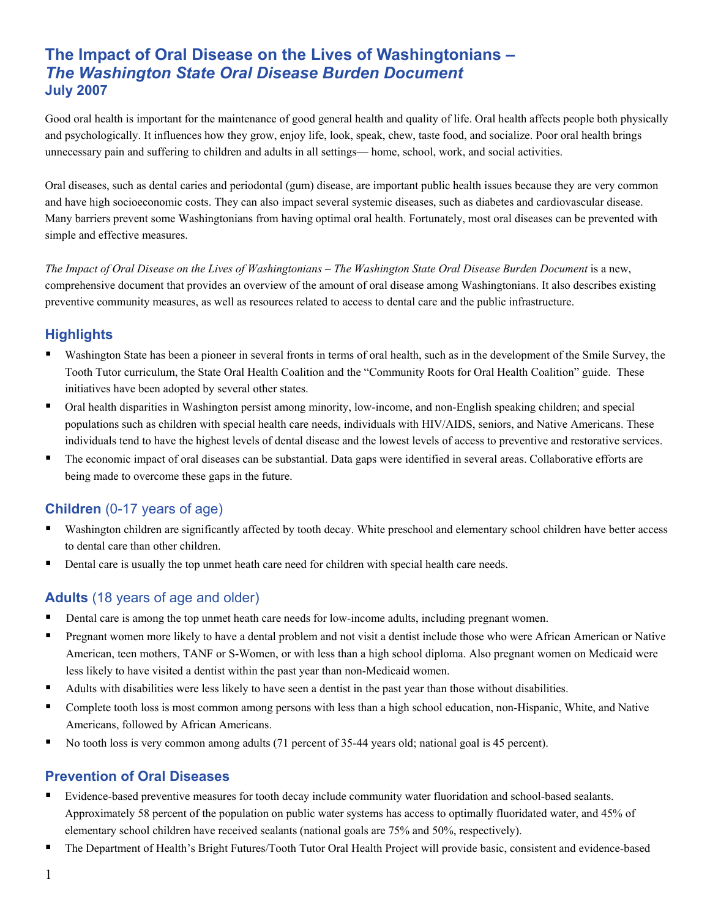# The Impact of Oral Disease on the Lives of Washingtonians – *The Washington State Oral Disease Burden Document*
## July 2007

Good oral health is important for the maintenance of good general health and quality of life. Oral health affects people both physically and psychologically. It influences how they grow, enjoy life, look, speak, chew, taste food, and socialize. Poor oral health brings unnecessary pain and suffering to children and adults in all settings— home, school, work, and social activities.

Oral diseases, such as dental caries and periodontal (gum) disease, are important public health issues because they are very common and have high socioeconomic costs. They can also impact several systemic diseases, such as diabetes and cardiovascular disease. Many barriers prevent some Washingtonians from having optimal oral health. Fortunately, most oral diseases can be prevented with simple and effective measures.

*The Impact of Oral Disease on the Lives of Washingtonians – The Washington State Oral Disease Burden Document* is a new, comprehensive document that provides an overview of the amount of oral disease among Washingtonians. It also describes existing preventive community measures, as well as resources related to access to dental care and the public infrastructure.

## Highlights

- Washington State has been a pioneer in several fronts in terms of oral health, such as in the development of the Smile Survey, the Tooth Tutor curriculum, the State Oral Health Coalition and the "Community Roots for Oral Health Coalition" guide. These initiatives have been adopted by several other states.
- Oral health disparities in Washington persist among minority, low-income, and non-English speaking children; and special populations such as children with special health care needs, individuals with HIV/AIDS, seniors, and Native Americans. These individuals tend to have the highest levels of dental disease and the lowest levels of access to preventive and restorative services.
- The economic impact of oral diseases can be substantial. Data gaps were identified in several areas. Collaborative efforts are being made to overcome these gaps in the future.

## Children (0-17 years of age)

- Washington children are significantly affected by tooth decay. White preschool and elementary school children have better access to dental care than other children.
- Dental care is usually the top unmet heath care need for children with special health care needs.

## Adults (18 years of age and older)

- Dental care is among the top unmet heath care needs for low-income adults, including pregnant women.
- Pregnant women more likely to have a dental problem and not visit a dentist include those who were African American or Native American, teen mothers, TANF or S-Women, or with less than a high school diploma. Also pregnant women on Medicaid were less likely to have visited a dentist within the past year than non-Medicaid women.
- Adults with disabilities were less likely to have seen a dentist in the past year than those without disabilities.
- Complete tooth loss is most common among persons with less than a high school education, non-Hispanic, White, and Native Americans, followed by African Americans.
- No tooth loss is very common among adults (71 percent of 35-44 years old; national goal is 45 percent).

## Prevention of Oral Diseases

- Evidence-based preventive measures for tooth decay include community water fluoridation and school-based sealants. Approximately 58 percent of the population on public water systems has access to optimally fluoridated water, and 45% of elementary school children have received sealants (national goals are 75% and 50%, respectively).
- The Department of Health's Bright Futures/Tooth Tutor Oral Health Project will provide basic, consistent and evidence-based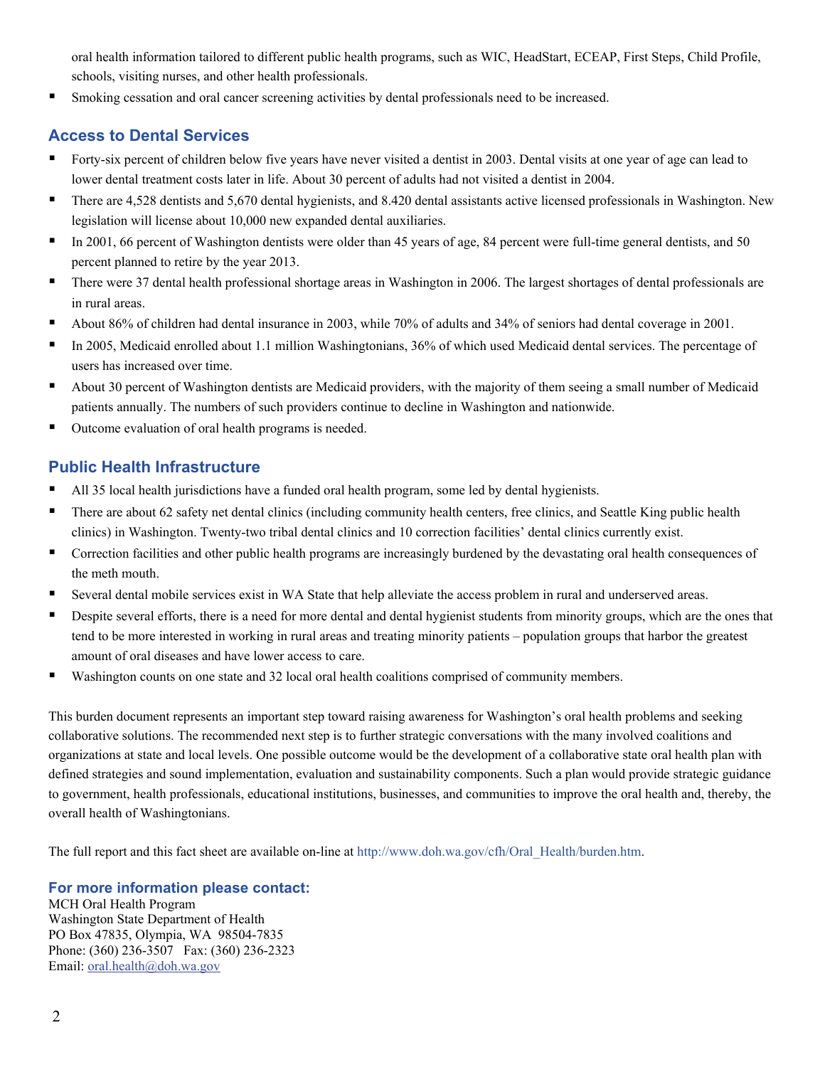oral health information tailored to different public health programs, such as WIC, HeadStart, ECEAP, First Steps, Child Profile, schools, visiting nurses, and other health professionals.

- Smoking cessation and oral cancer screening activities by dental professionals need to be increased.

## Access to Dental Services

- Forty-six percent of children below five years have never visited a dentist in 2003. Dental visits at one year of age can lead to lower dental treatment costs later in life. About 30 percent of adults had not visited a dentist in 2004.
- There are 4,528 dentists and 5,670 dental hygienists, and 8.420 dental assistants active licensed professionals in Washington. New legislation will license about 10,000 new expanded dental auxiliaries.
- In 2001, 66 percent of Washington dentists were older than 45 years of age, 84 percent were full-time general dentists, and 50 percent planned to retire by the year 2013.
- There were 37 dental health professional shortage areas in Washington in 2006. The largest shortages of dental professionals are in rural areas.
- About 86% of children had dental insurance in 2003, while 70% of adults and 34% of seniors had dental coverage in 2001.
- In 2005, Medicaid enrolled about 1.1 million Washingtonians, 36% of which used Medicaid dental services. The percentage of users has increased over time.
- About 30 percent of Washington dentists are Medicaid providers, with the majority of them seeing a small number of Medicaid patients annually. The numbers of such providers continue to decline in Washington and nationwide.
- Outcome evaluation of oral health programs is needed.

## Public Health Infrastructure

- All 35 local health jurisdictions have a funded oral health program, some led by dental hygienists.
- There are about 62 safety net dental clinics (including community health centers, free clinics, and Seattle King public health clinics) in Washington. Twenty-two tribal dental clinics and 10 correction facilities' dental clinics currently exist.
- Correction facilities and other public health programs are increasingly burdened by the devastating oral health consequences of the meth mouth.
- Several dental mobile services exist in WA State that help alleviate the access problem in rural and underserved areas.
- Despite several efforts, there is a need for more dental and dental hygienist students from minority groups, which are the ones that tend to be more interested in working in rural areas and treating minority patients – population groups that harbor the greatest amount of oral diseases and have lower access to care.
- Washington counts on one state and 32 local oral health coalitions comprised of community members.

This burden document represents an important step toward raising awareness for Washington's oral health problems and seeking collaborative solutions. The recommended next step is to further strategic conversations with the many involved coalitions and organizations at state and local levels. One possible outcome would be the development of a collaborative state oral health plan with defined strategies and sound implementation, evaluation and sustainability components. Such a plan would provide strategic guidance to government, health professionals, educational institutions, businesses, and communities to improve the oral health and, thereby, the overall health of Washingtonians.

The full report and this fact sheet are available on-line at http://www.doh.wa.gov/cfh/Oral_Health/burden.htm.

## For more information please contact:

MCH Oral Health Program
Washington State Department of Health
PO Box 47835, Olympia, WA 98504-7835
Phone: (360) 236-3507 Fax: (360) 236-2323
Email: oral.health@doh.wa.gov